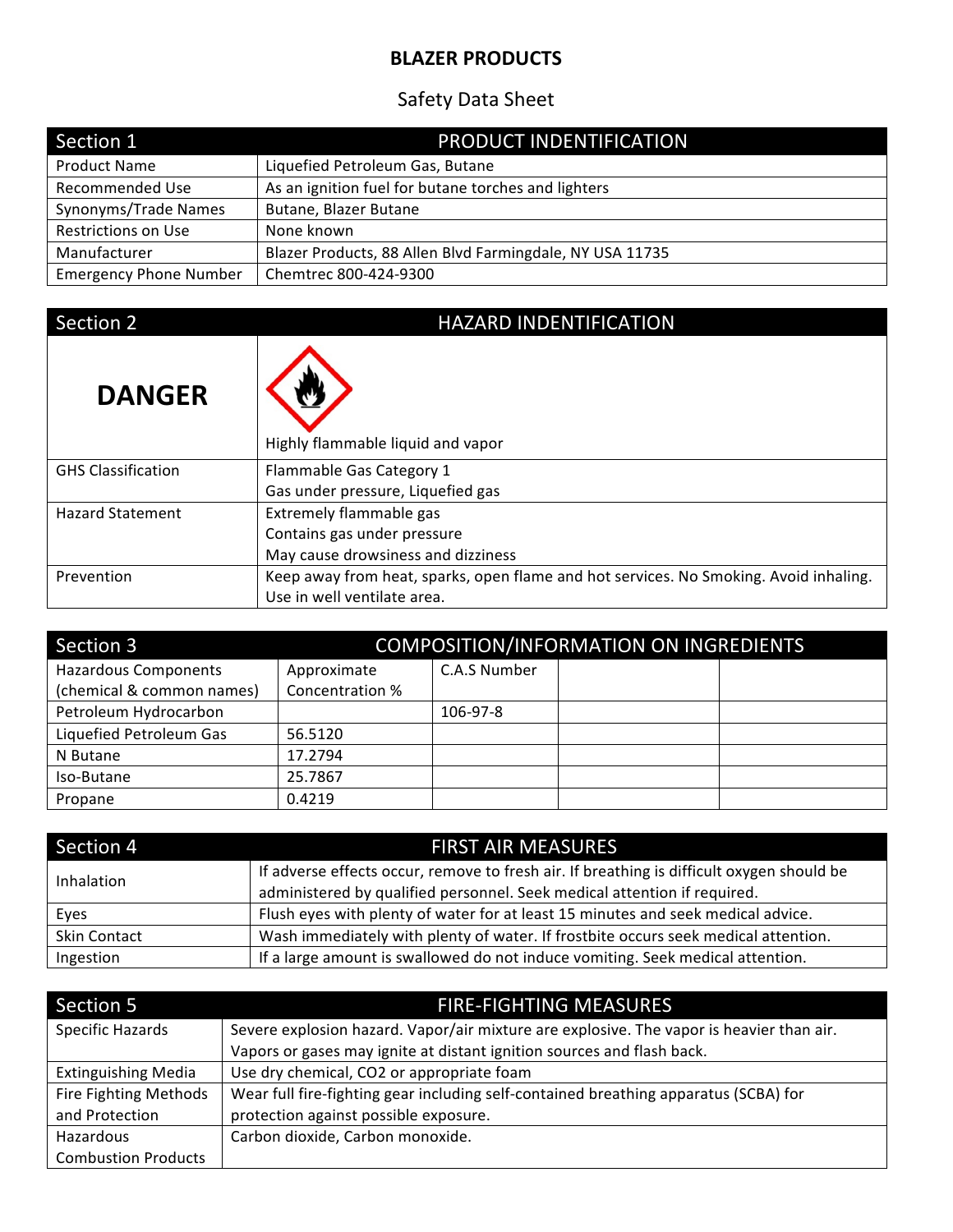# BLAZER PRODUCTS

## Safety Data Sheet

| Section 1 | PRODUCT INDENTIFICATION |
|---|---|
| Product Name | Liquefied Petroleum Gas, Butane |
| Recommended Use | As an ignition fuel for butane torches and lighters |
| Synonyms/Trade Names | Butane, Blazer Butane |
| Restrictions on Use | None known |
| Manufacturer | Blazer Products, 88 Allen Blvd Farmingdale, NY USA 11735 |
| Emergency Phone Number | Chemtrec 800-424-9300 |

| Section 2 | HAZARD INDENTIFICATION |
|---|---|
| **DANGER** | Highly flammable liquid and vapor |
| GHS Classification | Flammable Gas Category 1<br>Gas under pressure, Liquefied gas |
| Hazard Statement | Extremely flammable gas<br>Contains gas under pressure<br>May cause drowsiness and dizziness |
| Prevention | Keep away from heat, sparks, open flame and hot services. No Smoking. Avoid inhaling. Use in well ventilate area. |

| Section 3 | COMPOSITION/INFORMATION ON INGREDIENTS | | | |
|---|---|---|---|---|
| Hazardous Components (chemical & common names) | Approximate Concentration % | C.A.S Number | | |
| Petroleum Hydrocarbon | | 106-97-8 | | |
| Liquefied Petroleum Gas | 56.5120 | | | |
| N Butane | 17.2794 | | | |
| Iso-Butane | 25.7867 | | | |
| Propane | 0.4219 | | | |

| Section 4 | FIRST AIR MEASURES |
|---|---|
| Inhalation | If adverse effects occur, remove to fresh air. If breathing is difficult oxygen should be administered by qualified personnel. Seek medical attention if required. |
| Eyes | Flush eyes with plenty of water for at least 15 minutes and seek medical advice. |
| Skin Contact | Wash immediately with plenty of water. If frostbite occurs seek medical attention. |
| Ingestion | If a large amount is swallowed do not induce vomiting. Seek medical attention. |

| Section 5 | FIRE-FIGHTING MEASURES |
|---|---|
| Specific Hazards | Severe explosion hazard. Vapor/air mixture are explosive. The vapor is heavier than air. Vapors or gases may ignite at distant ignition sources and flash back. |
| Extinguishing Media | Use dry chemical, $CO_2$ or appropriate foam |
| Fire Fighting Methods and Protection | Wear full fire-fighting gear including self-contained breathing apparatus (SCBA) for protection against possible exposure. |
| Hazardous Combustion Products | Carbon dioxide, Carbon monoxide. |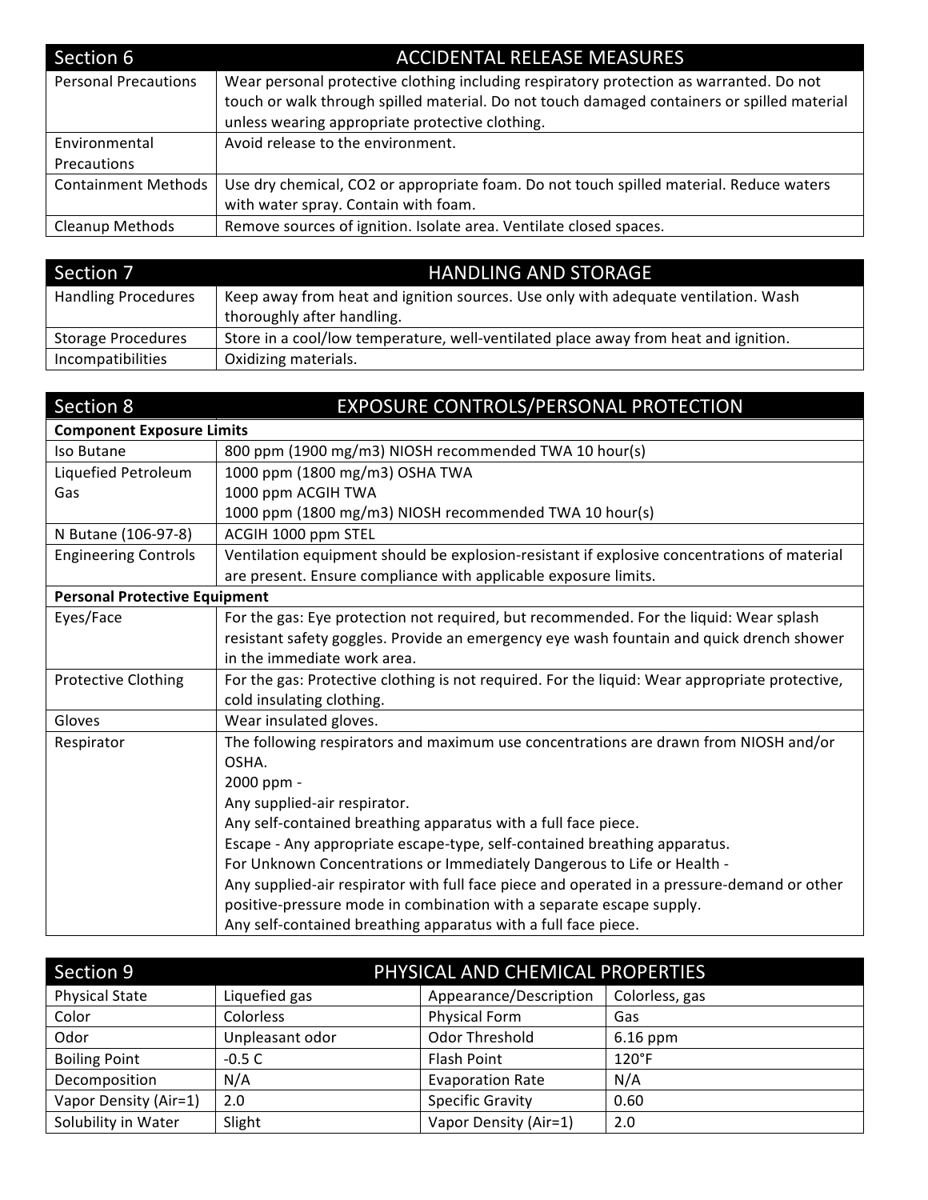## Section 6 — ACCIDENTAL RELEASE MEASURES

| Section 6 | ACCIDENTAL RELEASE MEASURES |
|---|---|
| Personal Precautions | Wear personal protective clothing including respiratory protection as warranted. Do not touch or walk through spilled material. Do not touch damaged containers or spilled material unless wearing appropriate protective clothing. |
| Environmental Precautions | Avoid release to the environment. |
| Containment Methods | Use dry chemical, CO2 or appropriate foam. Do not touch spilled material. Reduce waters with water spray. Contain with foam. |
| Cleanup Methods | Remove sources of ignition. Isolate area. Ventilate closed spaces. |

## Section 7 — HANDLING AND STORAGE

| Section 7 | HANDLING AND STORAGE |
|---|---|
| Handling Procedures | Keep away from heat and ignition sources. Use only with adequate ventilation. Wash thoroughly after handling. |
| Storage Procedures | Store in a cool/low temperature, well-ventilated place away from heat and ignition. |
| Incompatibilities | Oxidizing materials. |

## Section 8 — EXPOSURE CONTROLS/PERSONAL PROTECTION

| Section 8 | EXPOSURE CONTROLS/PERSONAL PROTECTION |
|---|---|
| **Component Exposure Limits** | |
| Iso Butane | 800 ppm (1900 mg/m3) NIOSH recommended TWA 10 hour(s) |
| Liquefied Petroleum Gas | 1000 ppm (1800 mg/m3) OSHA TWA<br>1000 ppm ACGIH TWA<br>1000 ppm (1800 mg/m3) NIOSH recommended TWA 10 hour(s) |
| N Butane (106-97-8) | ACGIH 1000 ppm STEL |
| Engineering Controls | Ventilation equipment should be explosion-resistant if explosive concentrations of material are present. Ensure compliance with applicable exposure limits. |
| **Personal Protective Equipment** | |
| Eyes/Face | For the gas: Eye protection not required, but recommended. For the liquid: Wear splash resistant safety goggles. Provide an emergency eye wash fountain and quick drench shower in the immediate work area. |
| Protective Clothing | For the gas: Protective clothing is not required. For the liquid: Wear appropriate protective, cold insulating clothing. |
| Gloves | Wear insulated gloves. |
| Respirator | The following respirators and maximum use concentrations are drawn from NIOSH and/or OSHA.<br>2000 ppm -<br>Any supplied-air respirator.<br>Any self-contained breathing apparatus with a full face piece.<br>Escape - Any appropriate escape-type, self-contained breathing apparatus.<br>For Unknown Concentrations or Immediately Dangerous to Life or Health -<br>Any supplied-air respirator with full face piece and operated in a pressure-demand or other positive-pressure mode in combination with a separate escape supply.<br>Any self-contained breathing apparatus with a full face piece. |

## Section 9 — PHYSICAL AND CHEMICAL PROPERTIES

| Physical State | Liquefied gas | Appearance/Description | Colorless, gas |
|---|---|---|---|
| Color | Colorless | Physical Form | Gas |
| Odor | Unpleasant odor | Odor Threshold | 6.16 ppm |
| Boiling Point | -0.5 C | Flash Point | 120°F |
| Decomposition | N/A | Evaporation Rate | N/A |
| Vapor Density (Air=1) | 2.0 | Specific Gravity | 0.60 |
| Solubility in Water | Slight | Vapor Density (Air=1) | 2.0 |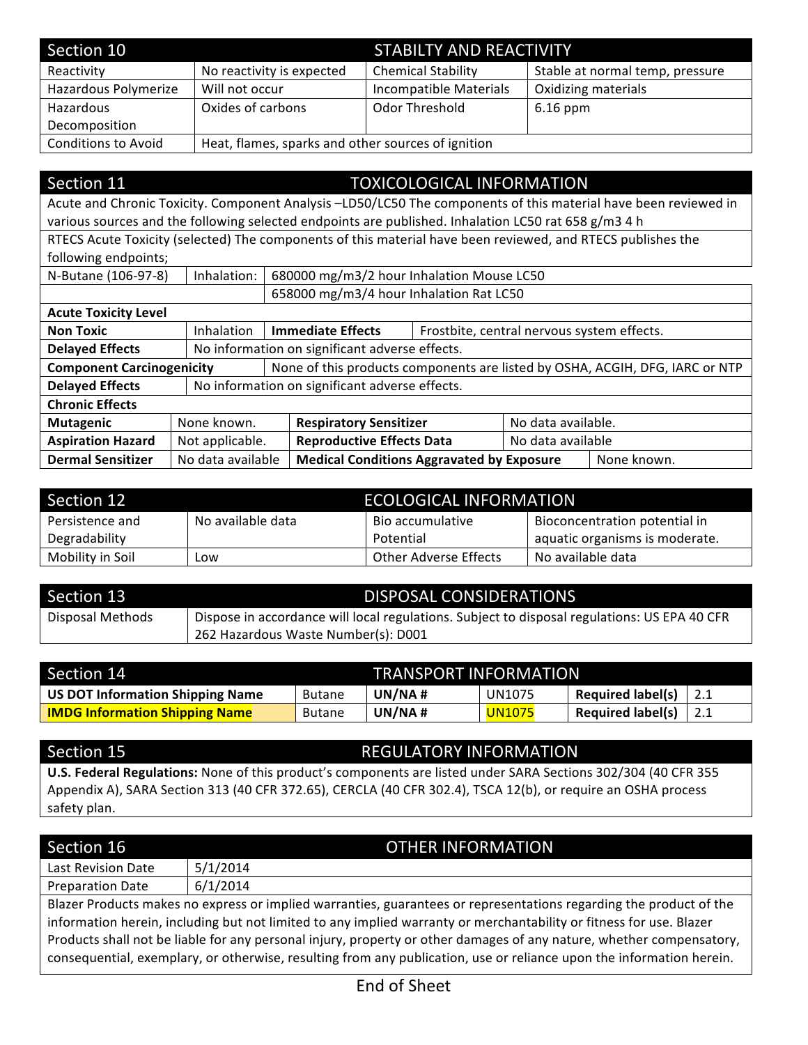## Section 10 — STABILTY AND REACTIVITY

| | | | |
|---|---|---|---|
| Reactivity | No reactivity is expected | Chemical Stability | Stable at normal temp, pressure |
| Hazardous Polymerize | Will not occur | Incompatible Materials | Oxidizing materials |
| Hazardous Decomposition | Oxides of carbons | Odor Threshold | 6.16 ppm |
| Conditions to Avoid | Heat, flames, sparks and other sources of ignition | | |

## Section 11 — TOXICOLOGICAL INFORMATION

Acute and Chronic Toxicity. Component Analysis –LD50/LC50 The components of this material have been reviewed in various sources and the following selected endpoints are published. Inhalation LC50 rat 658 g/m3 4 h

RTECS Acute Toxicity (selected) The components of this material have been reviewed, and RTECS publishes the following endpoints;

| | | |
|---|---|---|
| N-Butane (106-97-8) | Inhalation: | 680000 mg/m3/2 hour Inhalation Mouse LC50 |
| | | 658000 mg/m3/4 hour Inhalation Rat LC50 |

**Acute Toxicity Level**

| | | | |
|---|---|---|---|
| **Non Toxic** | Inhalation | **Immediate Effects** | Frostbite, central nervous system effects. |
| **Delayed Effects** | No information on significant adverse effects. | | |
| **Component Carcinogenicity** | None of this products components are listed by OSHA, ACGIH, DFG, IARC or NTP | | |
| **Delayed Effects** | No information on significant adverse effects. | | |

**Chronic Effects**

| | | | |
|---|---|---|---|
| **Mutagenic** | None known. | **Respiratory Sensitizer** | No data available. |
| **Aspiration Hazard** | Not applicable. | **Reproductive Effects Data** | No data available |
| **Dermal Sensitizer** | No data available | **Medical Conditions Aggravated by Exposure** | None known. |

## Section 12 — ECOLOGICAL INFORMATION

| | | | |
|---|---|---|---|
| Persistence and Degradability | No available data | Bio accumulative Potential | Bioconcentration potential in aquatic organisms is moderate. |
| Mobility in Soil | Low | Other Adverse Effects | No available data |

## Section 13 — DISPOSAL CONSIDERATIONS

| | |
|---|---|
| Disposal Methods | Dispose in accordance will local regulations. Subject to disposal regulations: US EPA 40 CFR 262 Hazardous Waste Number(s): D001 |

## Section 14 — TRANSPORT INFORMATION

| | | | | | |
|---|---|---|---|---|---|
| **US DOT Information Shipping Name** | Butane | **UN/NA #** | UN1075 | **Required label(s)** | 2.1 |
| **IMDG Information Shipping Name** | Butane | **UN/NA #** | UN1075 | **Required label(s)** | 2.1 |

## Section 15 — REGULATORY INFORMATION

**U.S. Federal Regulations:** None of this product's components are listed under SARA Sections 302/304 (40 CFR 355 Appendix A), SARA Section 313 (40 CFR 372.65), CERCLA (40 CFR 302.4), TSCA 12(b), or require an OSHA process safety plan.

## Section 16 — OTHER INFORMATION

| | |
|---|---|
| Last Revision Date | 5/1/2014 |
| Preparation Date | 6/1/2014 |

Blazer Products makes no express or implied warranties, guarantees or representations regarding the product of the information herein, including but not limited to any implied warranty or merchantability or fitness for use. Blazer Products shall not be liable for any personal injury, property or other damages of any nature, whether compensatory, consequential, exemplary, or otherwise, resulting from any publication, use or reliance upon the information herein.

End of Sheet